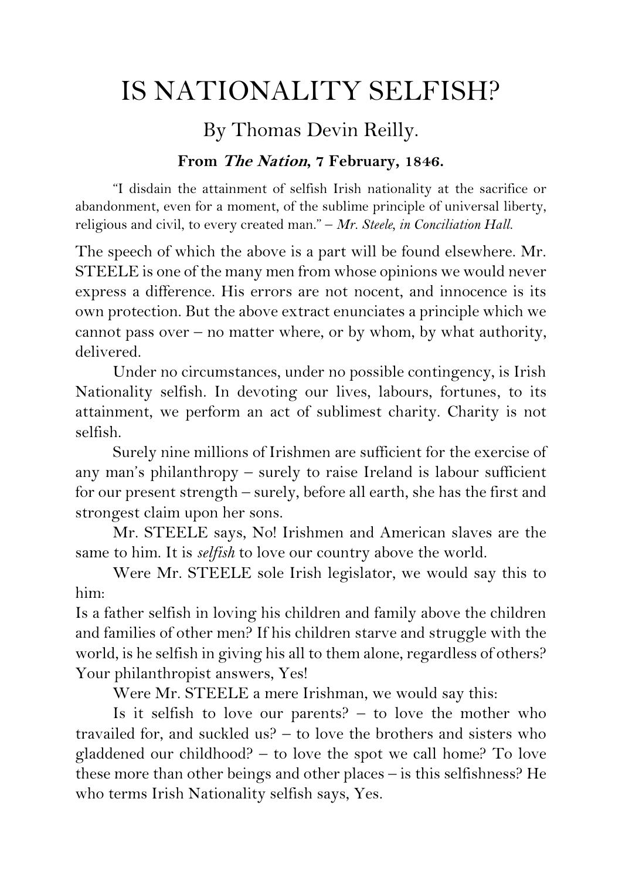# IS NATIONALITY SELFISH?

By Thomas Devin Reilly.

**From *The Nation*, 7 February, 1846.**

"I disdain the attainment of selfish Irish nationality at the sacrifice or abandonment, even for a moment, of the sublime principle of universal liberty, religious and civil, to every created man." – *Mr. Steele, in Conciliation Hall.*

The speech of which the above is a part will be found elsewhere. Mr. STEELE is one of the many men from whose opinions we would never express a difference. His errors are not nocent, and innocence is its own protection. But the above extract enunciates a principle which we cannot pass over – no matter where, or by whom, by what authority, delivered.

Under no circumstances, under no possible contingency, is Irish Nationality selfish. In devoting our lives, labours, fortunes, to its attainment, we perform an act of sublimest charity. Charity is not selfish.

Surely nine millions of Irishmen are sufficient for the exercise of any man's philanthropy – surely to raise Ireland is labour sufficient for our present strength – surely, before all earth, she has the first and strongest claim upon her sons.

Mr. STEELE says, No! Irishmen and American slaves are the same to him. It is *selfish* to love our country above the world.

Were Mr. STEELE sole Irish legislator, we would say this to him:

Is a father selfish in loving his children and family above the children and families of other men? If his children starve and struggle with the world, is he selfish in giving his all to them alone, regardless of others? Your philanthropist answers, Yes!

Were Mr. STEELE a mere Irishman, we would say this:

Is it selfish to love our parents? – to love the mother who travailed for, and suckled us? – to love the brothers and sisters who gladdened our childhood? – to love the spot we call home? To love these more than other beings and other places – is this selfishness? He who terms Irish Nationality selfish says, Yes.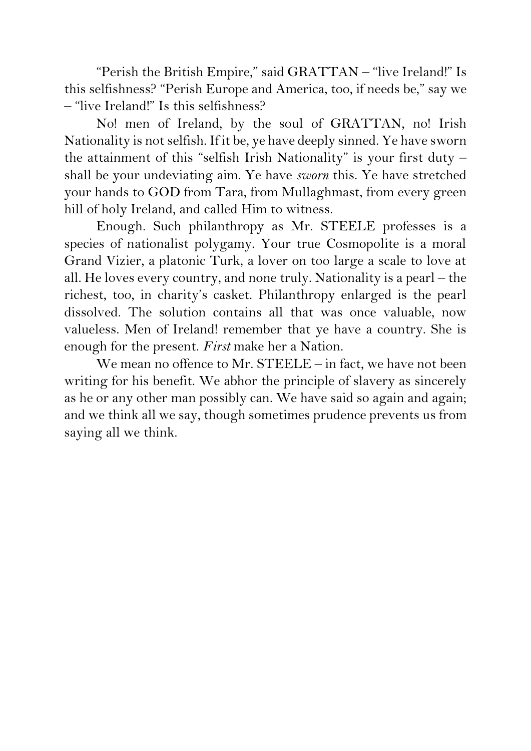"Perish the British Empire," said GRATTAN – "live Ireland!" Is this selfishness? "Perish Europe and America, too, if needs be," say we – "live Ireland!" Is this selfishness?

No! men of Ireland, by the soul of GRATTAN, no! Irish Nationality is not selfish. If it be, ye have deeply sinned. Ye have sworn the attainment of this "selfish Irish Nationality" is your first duty – shall be your undeviating aim. Ye have *sworn* this. Ye have stretched your hands to GOD from Tara, from Mullaghmast, from every green hill of holy Ireland, and called Him to witness.

Enough. Such philanthropy as Mr. STEELE professes is a species of nationalist polygamy. Your true Cosmopolite is a moral Grand Vizier, a platonic Turk, a lover on too large a scale to love at all. He loves every country, and none truly. Nationality is a pearl – the richest, too, in charity's casket. Philanthropy enlarged is the pearl dissolved. The solution contains all that was once valuable, now valueless. Men of Ireland! remember that ye have a country. She is enough for the present. *First* make her a Nation.

We mean no offence to Mr. STEELE – in fact, we have not been writing for his benefit. We abhor the principle of slavery as sincerely as he or any other man possibly can. We have said so again and again; and we think all we say, though sometimes prudence prevents us from saying all we think.